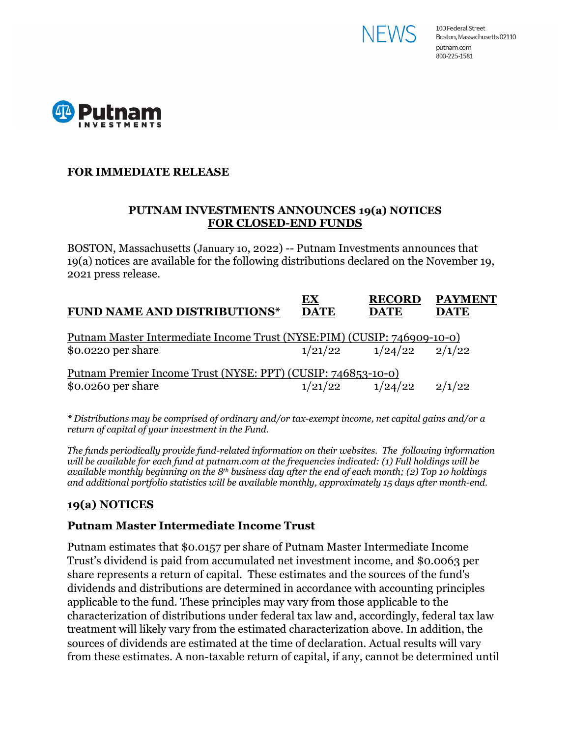NEWS

100 Federal Street
Boston, Massachusetts 02110
putnam.com
800-225-1581

**FOR IMMEDIATE RELEASE**

## PUTNAM INVESTMENTS ANNOUNCES 19(a) NOTICES FOR CLOSED-END FUNDS

BOSTON, Massachusetts (January 10, 2022) -- Putnam Investments announces that 19(a) notices are available for the following distributions declared on the November 19, 2021 press release.

| FUND NAME AND DISTRIBUTIONS* | EX DATE | RECORD DATE | PAYMENT DATE |
|---|---|---|---|
| Putnam Master Intermediate Income Trust (NYSE:PIM) (CUSIP: 746909-10-0) | | | |
| $0.0220 per share | 1/21/22 | 1/24/22 | 2/1/22 |
| Putnam Premier Income Trust (NYSE: PPT) (CUSIP: 746853-10-0) | | | |
| $0.0260 per share | 1/21/22 | 1/24/22 | 2/1/22 |

*\* Distributions may be comprised of ordinary and/or tax-exempt income, net capital gains and/or a return of capital of your investment in the Fund.*

*The funds periodically provide fund-related information on their websites. The following information will be available for each fund at putnam.com at the frequencies indicated: (1) Full holdings will be available monthly beginning on the 8th business day after the end of each month; (2) Top 10 holdings and additional portfolio statistics will be available monthly, approximately 15 days after month-end.*

## 19(a) NOTICES

### Putnam Master Intermediate Income Trust

Putnam estimates that $0.0157 per share of Putnam Master Intermediate Income Trust's dividend is paid from accumulated net investment income, and $0.0063 per share represents a return of capital. These estimates and the sources of the fund's dividends and distributions are determined in accordance with accounting principles applicable to the fund. These principles may vary from those applicable to the characterization of distributions under federal tax law and, accordingly, federal tax law treatment will likely vary from the estimated characterization above. In addition, the sources of dividends are estimated at the time of declaration. Actual results will vary from these estimates. A non-taxable return of capital, if any, cannot be determined until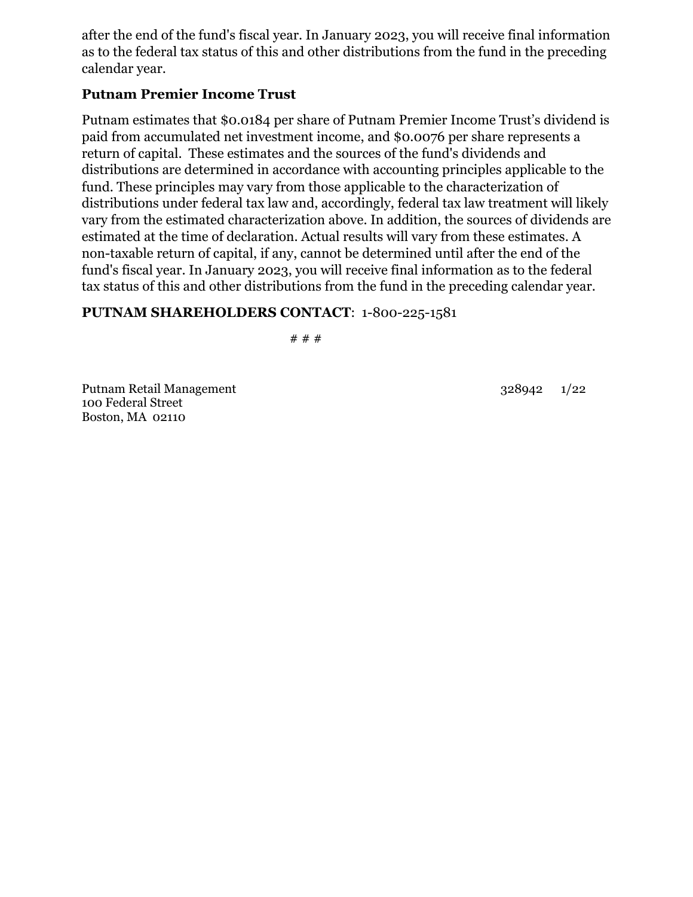after the end of the fund's fiscal year. In January 2023, you will receive final information as to the federal tax status of this and other distributions from the fund in the preceding calendar year.

### Putnam Premier Income Trust

Putnam estimates that $0.0184 per share of Putnam Premier Income Trust's dividend is paid from accumulated net investment income, and $0.0076 per share represents a return of capital. These estimates and the sources of the fund's dividends and distributions are determined in accordance with accounting principles applicable to the fund. These principles may vary from those applicable to the characterization of distributions under federal tax law and, accordingly, federal tax law treatment will likely vary from the estimated characterization above. In addition, the sources of dividends are estimated at the time of declaration. Actual results will vary from these estimates. A non-taxable return of capital, if any, cannot be determined until after the end of the fund's fiscal year. In January 2023, you will receive final information as to the federal tax status of this and other distributions from the fund in the preceding calendar year.

**PUTNAM SHAREHOLDERS CONTACT**: 1-800-225-1581

# # #

Putnam Retail Management
100 Federal Street
Boston, MA 02110

328942 1/22